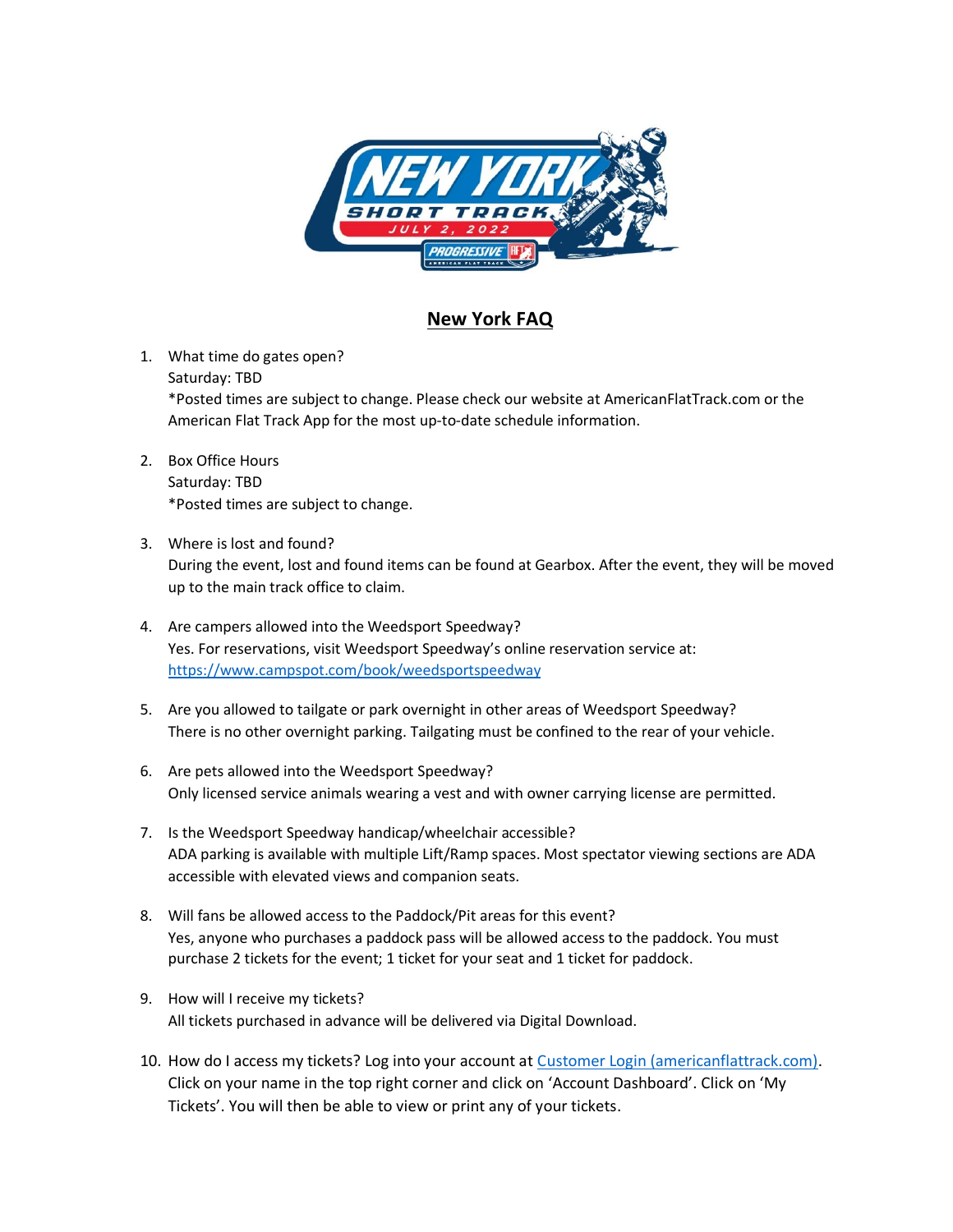# New York FAQ

1. What time do gates open?
   Saturday: TBD
   *Posted times are subject to change. Please check our website at AmericanFlatTrack.com or the American Flat Track App for the most up-to-date schedule information.

2. Box Office Hours
   Saturday: TBD
   *Posted times are subject to change.

3. Where is lost and found?
   During the event, lost and found items can be found at Gearbox. After the event, they will be moved up to the main track office to claim.

4. Are campers allowed into the Weedsport Speedway?
   Yes. For reservations, visit Weedsport Speedway's online reservation service at: [https://www.campspot.com/book/weedsportspeedway](https://www.campspot.com/book/weedsportspeedway)

5. Are you allowed to tailgate or park overnight in other areas of Weedsport Speedway?
   There is no other overnight parking. Tailgating must be confined to the rear of your vehicle.

6. Are pets allowed into the Weedsport Speedway?
   Only licensed service animals wearing a vest and with owner carrying license are permitted.

7. Is the Weedsport Speedway handicap/wheelchair accessible?
   ADA parking is available with multiple Lift/Ramp spaces. Most spectator viewing sections are ADA accessible with elevated views and companion seats.

8. Will fans be allowed access to the Paddock/Pit areas for this event?
   Yes, anyone who purchases a paddock pass will be allowed access to the paddock. You must purchase 2 tickets for the event; 1 ticket for your seat and 1 ticket for paddock.

9. How will I receive my tickets?
   All tickets purchased in advance will be delivered via Digital Download.

10. How do I access my tickets? Log into your account at [Customer Login (americanflattrack.com)](americanflattrack.com). Click on your name in the top right corner and click on 'Account Dashboard'. Click on 'My Tickets'. You will then be able to view or print any of your tickets.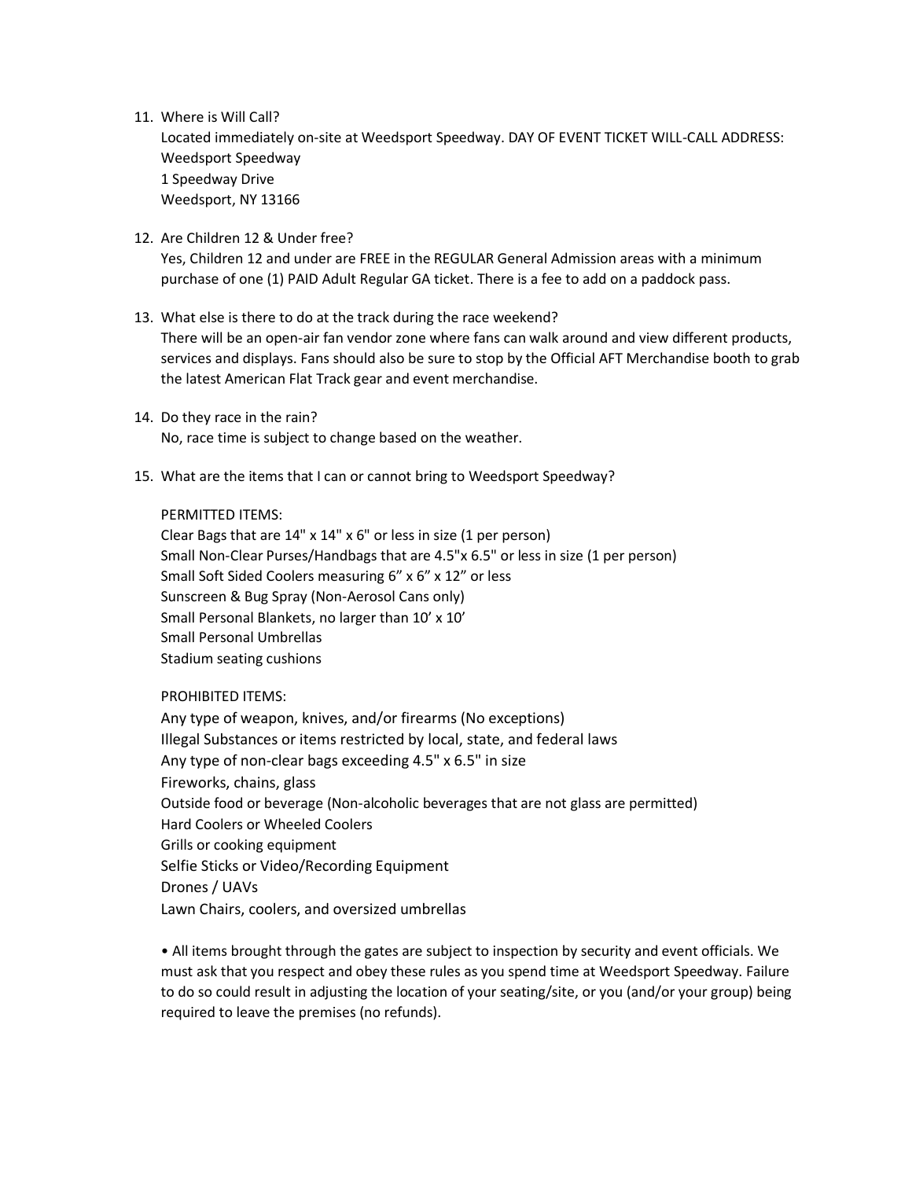11. Where is Will Call?
    Located immediately on-site at Weedsport Speedway. DAY OF EVENT TICKET WILL-CALL ADDRESS:
    Weedsport Speedway
    1 Speedway Drive
    Weedsport, NY 13166

12. Are Children 12 & Under free?
    Yes, Children 12 and under are FREE in the REGULAR General Admission areas with a minimum purchase of one (1) PAID Adult Regular GA ticket. There is a fee to add on a paddock pass.

13. What else is there to do at the track during the race weekend?
    There will be an open-air fan vendor zone where fans can walk around and view different products, services and displays. Fans should also be sure to stop by the Official AFT Merchandise booth to grab the latest American Flat Track gear and event merchandise.

14. Do they race in the rain?
    No, race time is subject to change based on the weather.

15. What are the items that I can or cannot bring to Weedsport Speedway?

    PERMITTED ITEMS:
    Clear Bags that are 14" x 14" x 6" or less in size (1 per person)
    Small Non-Clear Purses/Handbags that are 4.5"x 6.5" or less in size (1 per person)
    Small Soft Sided Coolers measuring 6” x 6” x 12” or less
    Sunscreen & Bug Spray (Non-Aerosol Cans only)
    Small Personal Blankets, no larger than 10’ x 10’
    Small Personal Umbrellas
    Stadium seating cushions

    PROHIBITED ITEMS:
    Any type of weapon, knives, and/or firearms (No exceptions)
    Illegal Substances or items restricted by local, state, and federal laws
    Any type of non-clear bags exceeding 4.5" x 6.5" in size
    Fireworks, chains, glass
    Outside food or beverage (Non-alcoholic beverages that are not glass are permitted)
    Hard Coolers or Wheeled Coolers
    Grills or cooking equipment
    Selfie Sticks or Video/Recording Equipment
    Drones / UAVs
    Lawn Chairs, coolers, and oversized umbrellas

    • All items brought through the gates are subject to inspection by security and event officials. We must ask that you respect and obey these rules as you spend time at Weedsport Speedway. Failure to do so could result in adjusting the location of your seating/site, or you (and/or your group) being required to leave the premises (no refunds).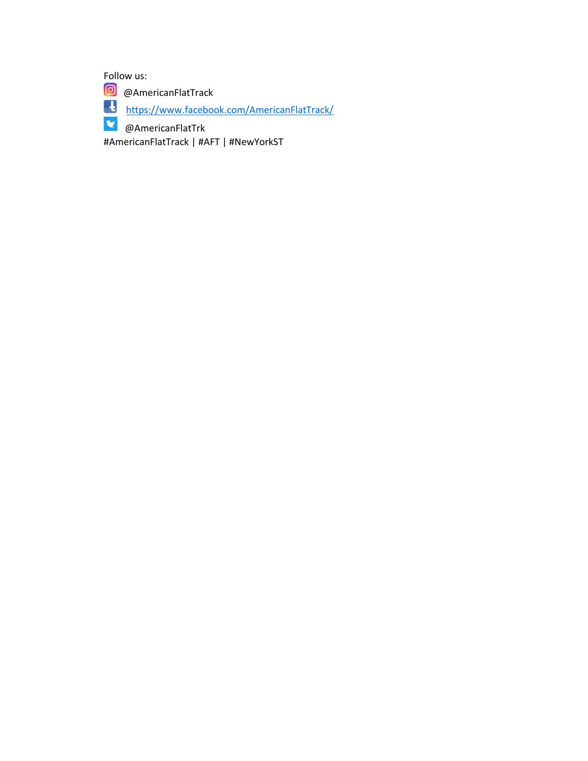Follow us:

@AmericanFlatTrack

https://www.facebook.com/AmericanFlatTrack/

@AmericanFlatTrk

#AmericanFlatTrack | #AFT | #NewYorkST